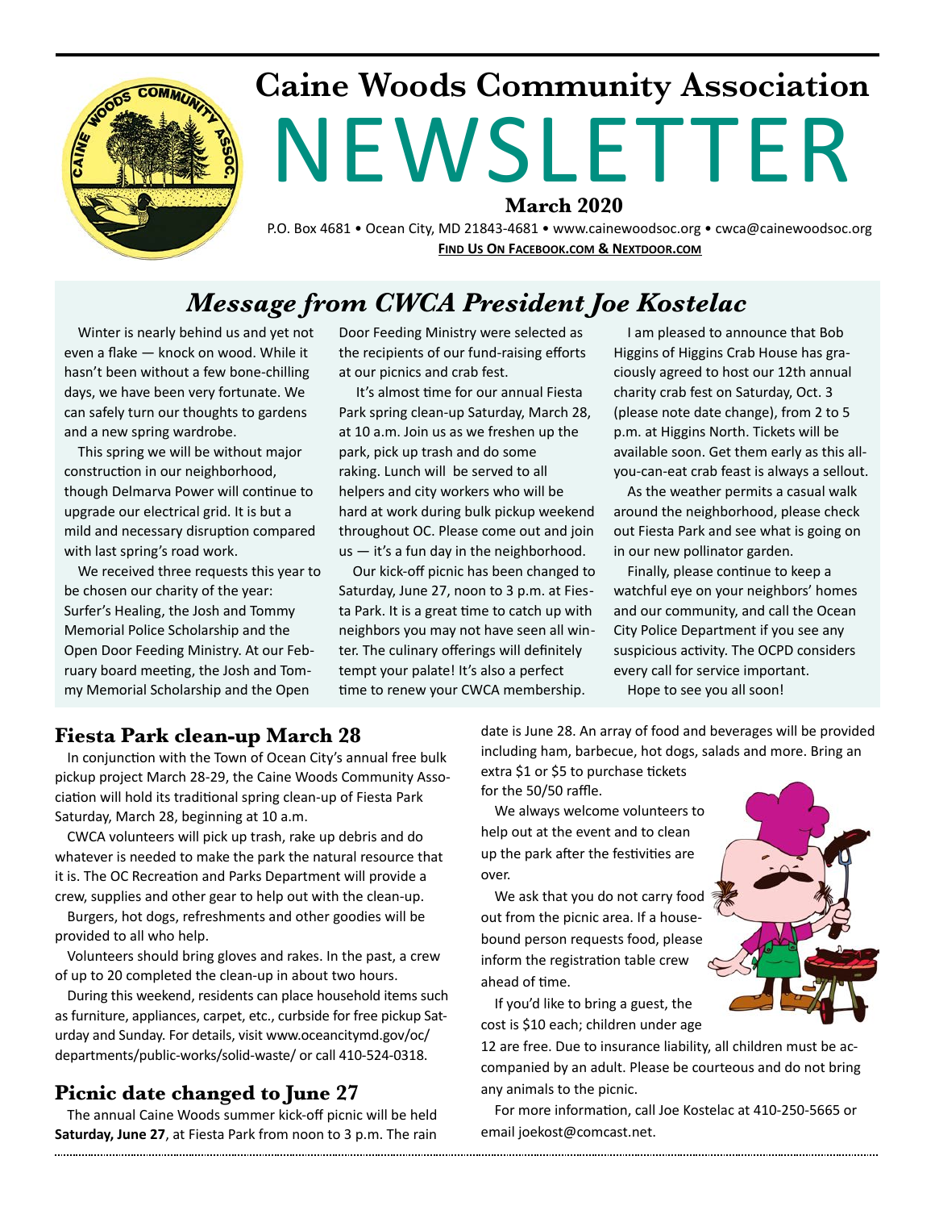# Caine Woods Community Association

# NEWSLETTER

**March 2020**

P.O. Box 4681 • Ocean City, MD 21843-4681 • www.cainewoodsoc.org • cwca@cainewoodsoc.org

**FIND US ON FACEBOOK.COM & NEXTDOOR.COM**

## *Message from CWCA President Joe Kostelac*

Winter is nearly behind us and yet not even a flake — knock on wood. While it hasn't been without a few bone-chilling days, we have been very fortunate. We can safely turn our thoughts to gardens and a new spring wardrobe.

This spring we will be without major construction in our neighborhood, though Delmarva Power will continue to upgrade our electrical grid. It is but a mild and necessary disruption compared with last spring's road work.

We received three requests this year to be chosen our charity of the year: Surfer's Healing, the Josh and Tommy Memorial Police Scholarship and the Open Door Feeding Ministry. At our February board meeting, the Josh and Tommy Memorial Scholarship and the Open Door Feeding Ministry were selected as the recipients of our fund-raising efforts at our picnics and crab fest.

It's almost time for our annual Fiesta Park spring clean-up Saturday, March 28, at 10 a.m. Join us as we freshen up the park, pick up trash and do some raking. Lunch will be served to all helpers and city workers who will be hard at work during bulk pickup weekend throughout OC. Please come out and join us — it's a fun day in the neighborhood.

Our kick-off picnic has been changed to Saturday, June 27, noon to 3 p.m. at Fiesta Park. It is a great time to catch up with neighbors you may not have seen all winter. The culinary offerings will definitely tempt your palate! It's also a perfect time to renew your CWCA membership.

I am pleased to announce that Bob Higgins of Higgins Crab House has graciously agreed to host our 12th annual charity crab fest on Saturday, Oct. 3 (please note date change), from 2 to 5 p.m. at Higgins North. Tickets will be available soon. Get them early as this all-you-can-eat crab feast is always a sellout.

As the weather permits a casual walk around the neighborhood, please check out Fiesta Park and see what is going on in our new pollinator garden.

Finally, please continue to keep a watchful eye on your neighbors' homes and our community, and call the Ocean City Police Department if you see any suspicious activity. The OCPD considers every call for service important.

Hope to see you all soon!

## Fiesta Park clean-up March 28

In conjunction with the Town of Ocean City's annual free bulk pickup project March 28-29, the Caine Woods Community Association will hold its traditional spring clean-up of Fiesta Park Saturday, March 28, beginning at 10 a.m.

CWCA volunteers will pick up trash, rake up debris and do whatever is needed to make the park the natural resource that it is. The OC Recreation and Parks Department will provide a crew, supplies and other gear to help out with the clean-up.

Burgers, hot dogs, refreshments and other goodies will be provided to all who help.

Volunteers should bring gloves and rakes. In the past, a crew of up to 20 completed the clean-up in about two hours.

During this weekend, residents can place household items such as furniture, appliances, carpet, etc., curbside for free pickup Saturday and Sunday. For details, visit www.oceancitymd.gov/oc/departments/public-works/solid-waste/ or call 410-524-0318.

## Picnic date changed to June 27

The annual Caine Woods summer kick-off picnic will be held **Saturday, June 27**, at Fiesta Park from noon to 3 p.m. The rain date is June 28. An array of food and beverages will be provided including ham, barbecue, hot dogs, salads and more. Bring an extra $1 or $5 to purchase tickets for the 50/50 raffle.

We always welcome volunteers to help out at the event and to clean up the park after the festivities are over.

We ask that you do not carry food out from the picnic area. If a housebound person requests food, please inform the registration table crew ahead of time.

If you'd like to bring a guest, the cost is $10 each; children under age 12 are free. Due to insurance liability, all children must be accompanied by an adult. Please be courteous and do not bring any animals to the picnic.

For more information, call Joe Kostelac at 410-250-5665 or email joekost@comcast.net.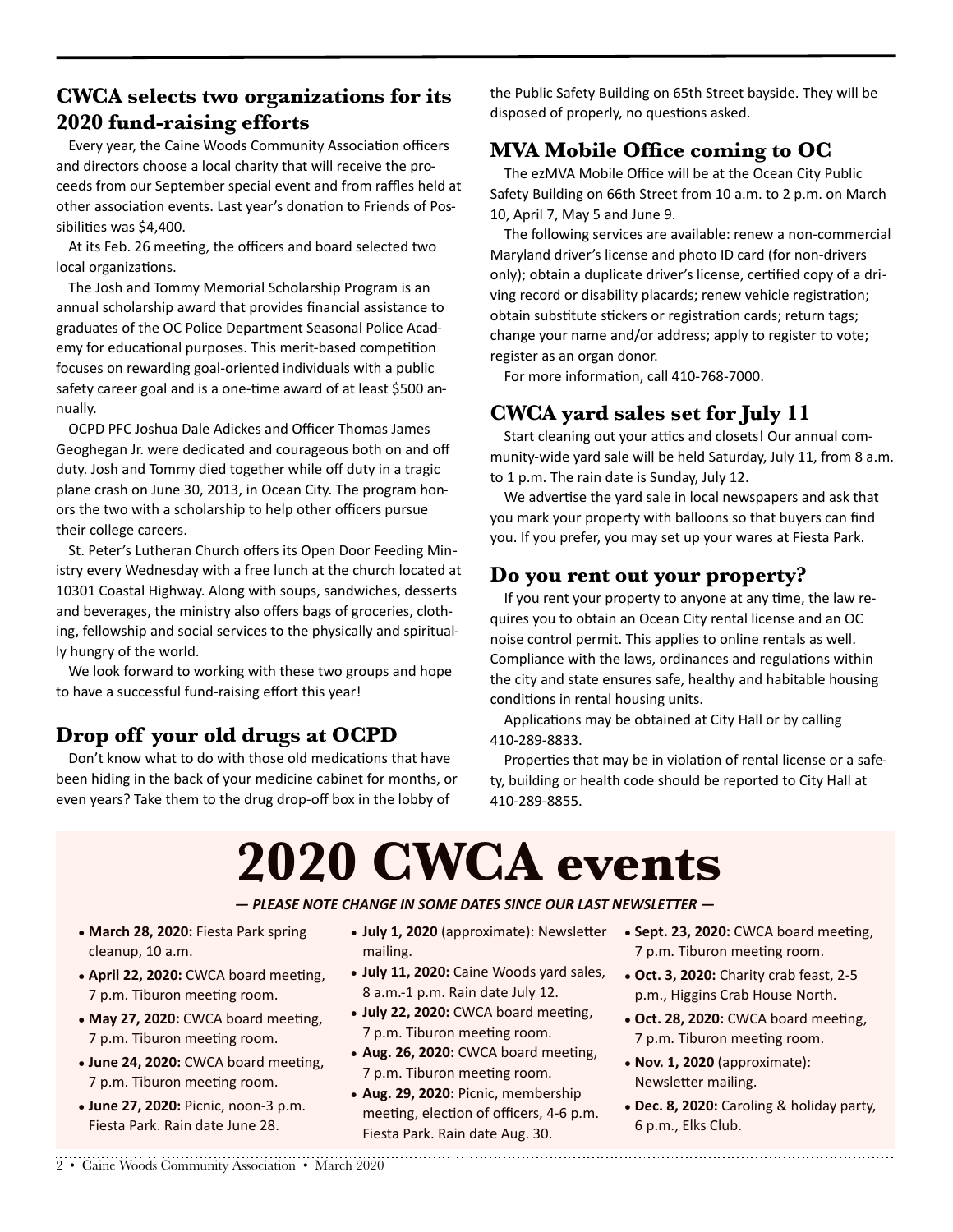## CWCA selects two organizations for its 2020 fund-raising efforts

Every year, the Caine Woods Community Association officers and directors choose a local charity that will receive the proceeds from our September special event and from raffles held at other association events. Last year's donation to Friends of Possibilities was $4,400.

At its Feb. 26 meeting, the officers and board selected two local organizations.

The Josh and Tommy Memorial Scholarship Program is an annual scholarship award that provides financial assistance to graduates of the OC Police Department Seasonal Police Academy for educational purposes. This merit-based competition focuses on rewarding goal-oriented individuals with a public safety career goal and is a one-time award of at least $500 annually.

OCPD PFC Joshua Dale Adickes and Officer Thomas James Geoghegan Jr. were dedicated and courageous both on and off duty. Josh and Tommy died together while off duty in a tragic plane crash on June 30, 2013, in Ocean City. The program honors the two with a scholarship to help other officers pursue their college careers.

St. Peter's Lutheran Church offers its Open Door Feeding Ministry every Wednesday with a free lunch at the church located at 10301 Coastal Highway. Along with soups, sandwiches, desserts and beverages, the ministry also offers bags of groceries, clothing, fellowship and social services to the physically and spiritually hungry of the world.

We look forward to working with these two groups and hope to have a successful fund-raising effort this year!

## Drop off your old drugs at OCPD

Don't know what to do with those old medications that have been hiding in the back of your medicine cabinet for months, or even years? Take them to the drug drop-off box in the lobby of the Public Safety Building on 65th Street bayside. They will be disposed of properly, no questions asked.

## MVA Mobile Office coming to OC

The ezMVA Mobile Office will be at the Ocean City Public Safety Building on 66th Street from 10 a.m. to 2 p.m. on March 10, April 7, May 5 and June 9.

The following services are available: renew a non-commercial Maryland driver's license and photo ID card (for non-drivers only); obtain a duplicate driver's license, certified copy of a driving record or disability placards; renew vehicle registration; obtain substitute stickers or registration cards; return tags; change your name and/or address; apply to register to vote; register as an organ donor.

For more information, call 410-768-7000.

## CWCA yard sales set for July 11

Start cleaning out your attics and closets! Our annual community-wide yard sale will be held Saturday, July 11, from 8 a.m. to 1 p.m. The rain date is Sunday, July 12.

We advertise the yard sale in local newspapers and ask that you mark your property with balloons so that buyers can find you. If you prefer, you may set up your wares at Fiesta Park.

## Do you rent out your property?

If you rent your property to anyone at any time, the law requires you to obtain an Ocean City rental license and an OC noise control permit. This applies to online rentals as well. Compliance with the laws, ordinances and regulations within the city and state ensures safe, healthy and habitable housing conditions in rental housing units.

Applications may be obtained at City Hall or by calling 410-289-8833.

Properties that may be in violation of rental license or a safety, building or health code should be reported to City Hall at 410-289-8855.

# 2020 CWCA events

***— PLEASE NOTE CHANGE IN SOME DATES SINCE OUR LAST NEWSLETTER —***

- **March 28, 2020:** Fiesta Park spring cleanup, 10 a.m.
- **April 22, 2020:** CWCA board meeting, 7 p.m. Tiburon meeting room.
- **May 27, 2020:** CWCA board meeting, 7 p.m. Tiburon meeting room.
- **June 24, 2020:** CWCA board meeting, 7 p.m. Tiburon meeting room.
- **June 27, 2020:** Picnic, noon-3 p.m. Fiesta Park. Rain date June 28.
- **July 1, 2020** (approximate): Newsletter mailing.
- **July 11, 2020:** Caine Woods yard sales, 8 a.m.-1 p.m. Rain date July 12.
- **July 22, 2020:** CWCA board meeting, 7 p.m. Tiburon meeting room.
- **Aug. 26, 2020:** CWCA board meeting, 7 p.m. Tiburon meeting room.
- **Aug. 29, 2020:** Picnic, membership meeting, election of officers, 4-6 p.m. Fiesta Park. Rain date Aug. 30.
- **Sept. 23, 2020:** CWCA board meeting, 7 p.m. Tiburon meeting room.
- **Oct. 3, 2020:** Charity crab feast, 2-5 p.m., Higgins Crab House North.
- **Oct. 28, 2020:** CWCA board meeting, 7 p.m. Tiburon meeting room.
- **Nov. 1, 2020** (approximate): Newsletter mailing.
- **Dec. 8, 2020:** Caroling & holiday party, 6 p.m., Elks Club.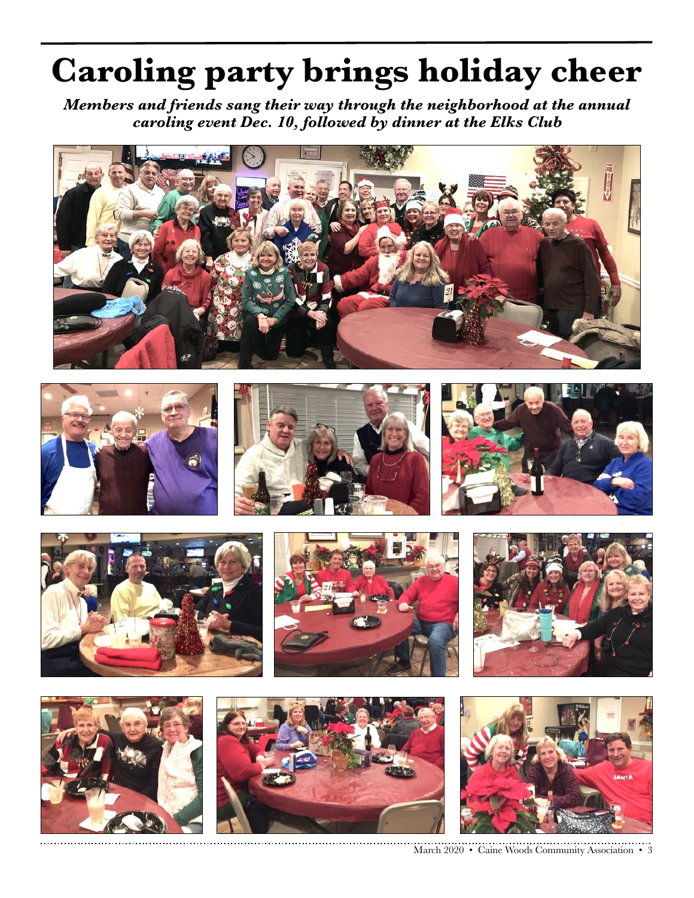# Caroling party brings holiday cheer

***Members and friends sang their way through the neighborhood at the annual caroling event Dec. 10, followed by dinner at the Elks Club***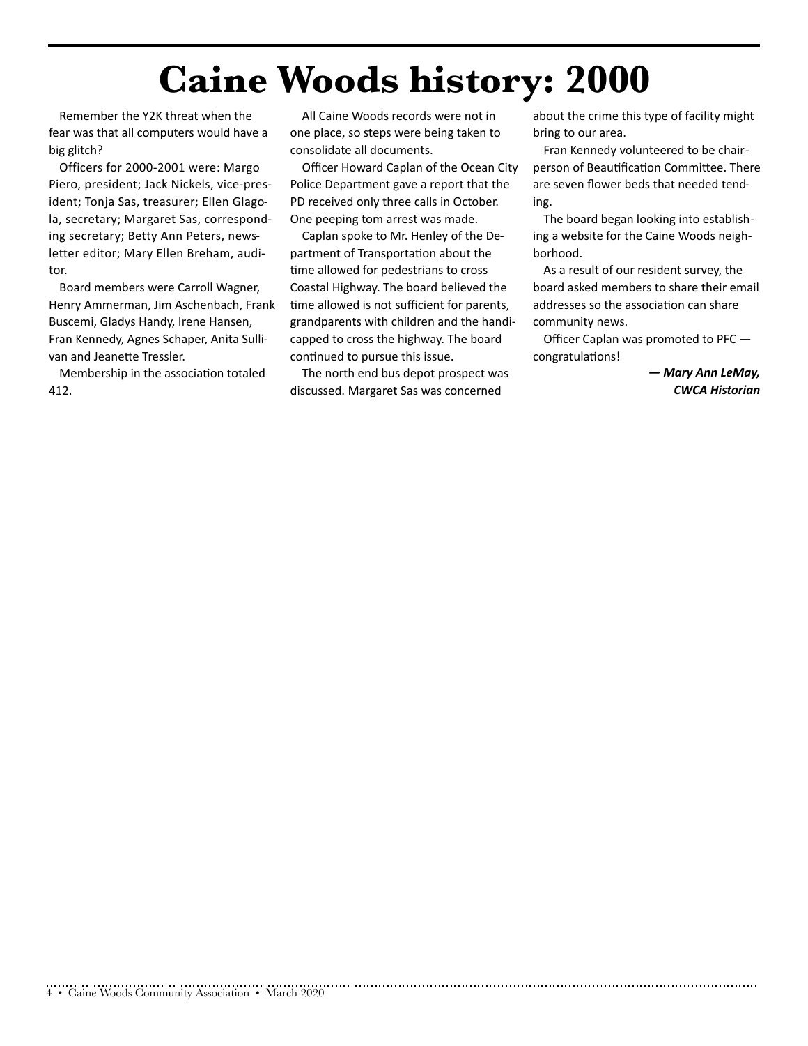# Caine Woods history: 2000

Remember the Y2K threat when the fear was that all computers would have a big glitch?

Officers for 2000-2001 were: Margo Piero, president; Jack Nickels, vice-president; Tonja Sas, treasurer; Ellen Glagola, secretary; Margaret Sas, corresponding secretary; Betty Ann Peters, newsletter editor; Mary Ellen Breham, auditor.

Board members were Carroll Wagner, Henry Ammerman, Jim Aschenbach, Frank Buscemi, Gladys Handy, Irene Hansen, Fran Kennedy, Agnes Schaper, Anita Sullivan and Jeanette Tressler.

Membership in the association totaled 412.

All Caine Woods records were not in one place, so steps were being taken to consolidate all documents.

Officer Howard Caplan of the Ocean City Police Department gave a report that the PD received only three calls in October. One peeping tom arrest was made.

Caplan spoke to Mr. Henley of the Department of Transportation about the time allowed for pedestrians to cross Coastal Highway. The board believed the time allowed is not sufficient for parents, grandparents with children and the handicapped to cross the highway. The board continued to pursue this issue.

The north end bus depot prospect was discussed. Margaret Sas was concerned about the crime this type of facility might bring to our area.

Fran Kennedy volunteered to be chairperson of Beautification Committee. There are seven flower beds that needed tending.

The board began looking into establishing a website for the Caine Woods neighborhood.

As a result of our resident survey, the board asked members to share their email addresses so the association can share community news.

Officer Caplan was promoted to PFC — congratulations!

***— Mary Ann LeMay, CWCA Historian***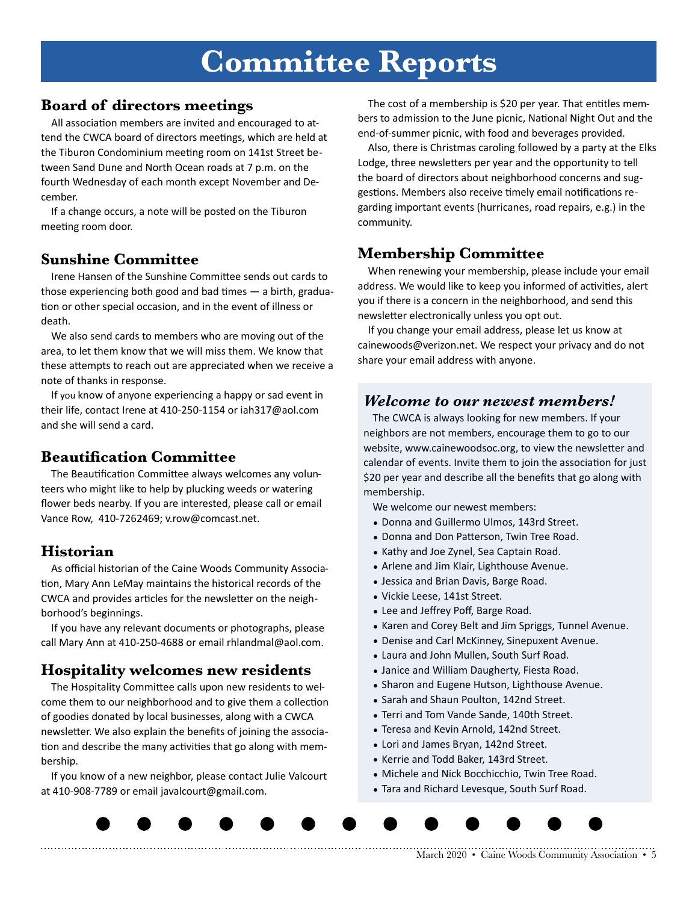# Committee Reports

## Board of directors meetings

All association members are invited and encouraged to attend the CWCA board of directors meetings, which are held at the Tiburon Condominium meeting room on 141st Street between Sand Dune and North Ocean roads at 7 p.m. on the fourth Wednesday of each month except November and December.

If a change occurs, a note will be posted on the Tiburon meeting room door.

## Sunshine Committee

Irene Hansen of the Sunshine Committee sends out cards to those experiencing both good and bad times — a birth, graduation or other special occasion, and in the event of illness or death.

We also send cards to members who are moving out of the area, to let them know that we will miss them. We know that these attempts to reach out are appreciated when we receive a note of thanks in response.

If you know of anyone experiencing a happy or sad event in their life, contact Irene at 410-250-1154 or iah317@aol.com and she will send a card.

## Beautification Committee

The Beautification Committee always welcomes any volunteers who might like to help by plucking weeds or watering flower beds nearby. If you are interested, please call or email Vance Row, 410-7262469; v.row@comcast.net.

## Historian

As official historian of the Caine Woods Community Association, Mary Ann LeMay maintains the historical records of the CWCA and provides articles for the newsletter on the neighborhood's beginnings.

If you have any relevant documents or photographs, please call Mary Ann at 410-250-4688 or email rhlandmal@aol.com.

## Hospitality welcomes new residents

The Hospitality Committee calls upon new residents to welcome them to our neighborhood and to give them a collection of goodies donated by local businesses, along with a CWCA newsletter. We also explain the benefits of joining the association and describe the many activities that go along with membership.

If you know of a new neighbor, please contact Julie Valcourt at 410-908-7789 or email javalcourt@gmail.com.

The cost of a membership is $20 per year. That entitles members to admission to the June picnic, National Night Out and the end-of-summer picnic, with food and beverages provided.

Also, there is Christmas caroling followed by a party at the Elks Lodge, three newsletters per year and the opportunity to tell the board of directors about neighborhood concerns and suggestions. Members also receive timely email notifications regarding important events (hurricanes, road repairs, e.g.) in the community.

## Membership Committee

When renewing your membership, please include your email address. We would like to keep you informed of activities, alert you if there is a concern in the neighborhood, and send this newsletter electronically unless you opt out.

If you change your email address, please let us know at cainewoods@verizon.net. We respect your privacy and do not share your email address with anyone.

### *Welcome to our newest members!*

The CWCA is always looking for new members. If your neighbors are not members, encourage them to go to our website, www.cainewoodsoc.org, to view the newsletter and calendar of events. Invite them to join the association for just $20 per year and describe all the benefits that go along with membership.

We welcome our newest members:

- Donna and Guillermo Ulmos, 143rd Street.
- Donna and Don Patterson, Twin Tree Road.
- Kathy and Joe Zynel, Sea Captain Road.
- Arlene and Jim Klair, Lighthouse Avenue.
- Jessica and Brian Davis, Barge Road.
- Vickie Leese, 141st Street.
- Lee and Jeffrey Poff, Barge Road.
- Karen and Corey Belt and Jim Spriggs, Tunnel Avenue.
- Denise and Carl McKinney, Sinepuxent Avenue.
- Laura and John Mullen, South Surf Road.
- Janice and William Daugherty, Fiesta Road.
- Sharon and Eugene Hutson, Lighthouse Avenue.
- Sarah and Shaun Poulton, 142nd Street.
- Terri and Tom Vande Sande, 140th Street.
- Teresa and Kevin Arnold, 142nd Street.
- Lori and James Bryan, 142nd Street.
- Kerrie and Todd Baker, 143rd Street.
- Michele and Nick Bocchicchio, Twin Tree Road.
- Tara and Richard Levesque, South Surf Road.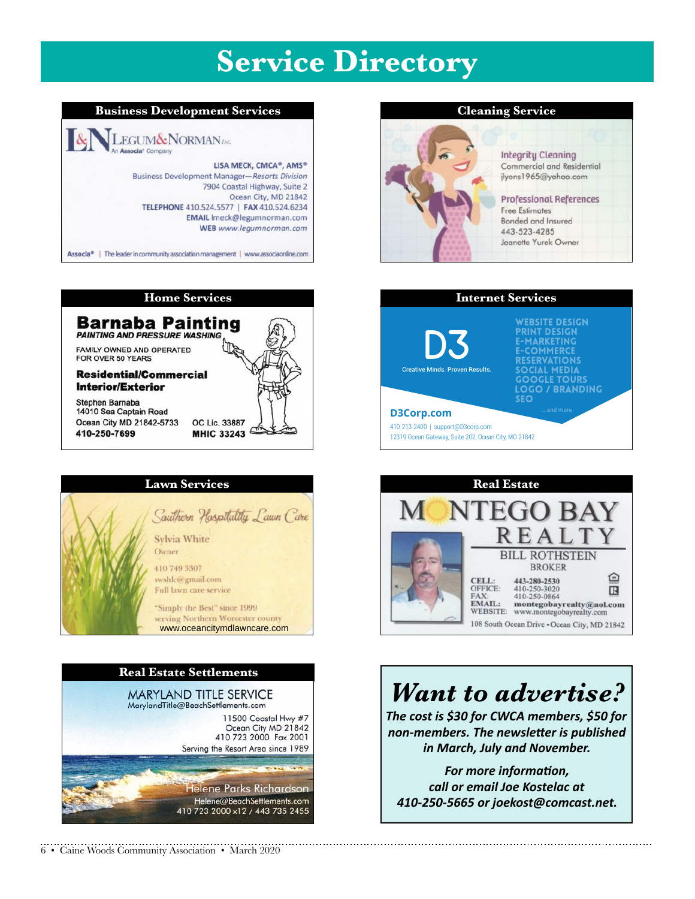# Service Directory

## Business Development Services

L&N LEGUM&NORMAN INC.
An Associa® Company

LISA MECK, CMCA®, AMS®
Business Development Manager—*Resorts Division*
7904 Coastal Highway, Suite 2
Ocean City, MD 21842
**TELEPHONE** 410.524.5577 | **FAX** 410.524.6234
**EMAIL** lmeck@legumnorman.com
**WEB** *www.legumnorman.com*

Associa® | The leader in community association management | www.associaonline.com

## Cleaning Service

Integrity Cleaning
Commercial and Residential
jlyons1965@yahoo.com

Professional References
Free Estimates
Bonded and Insured
443-523-4285
Jeanette Yurek Owner

## Home Services

**Barnaba Painting**
***PAINTING AND PRESSURE WASHING***

FAMILY OWNED AND OPERATED
FOR OVER 50 YEARS

**Residential/Commercial**
**Interior/Exterior**

Stephen Barnaba
14010 Sea Captain Road
Ocean City MD 21842-5733
**410-250-7699**

OC Lic. 33887
**MHIC 33243**

## Internet Services

D3
Creative Minds. Proven Results.

WEBSITE DESIGN
PRINT DESIGN
E-MARKETING
E-COMMERCE
RESERVATIONS
SOCIAL MEDIA
GOOGLE TOURS
LOGO / BRANDING
SEO
...and more

**D3Corp.com**
410 213 2400 | support@D3corp.com
12319 Ocean Gateway, Suite 202, Ocean City, MD 21842

## Lawn Services

*Southern Hospitality Lawn Care*

Sylvia White
Owner

410 749 3307
swshlc@gmail.com
Full lawn care service

"Simply the Best" since 1999
serving Northern Worcester county
www.oceancitymdlawncare.com

## Real Estate

MONTEGO BAY
REALTY

BILL ROTHSTEIN
BROKER

CELL: 443-280-2530
OFFICE: 410-250-3020
FAX: 410-250-0864
EMAIL: montegobayrealty@aol.com
WEBSITE: www.montegobayrealty.com

108 South Ocean Drive • Ocean City, MD 21842

## Real Estate Settlements

MARYLAND TITLE SERVICE
MarylandTitle@BeachSettlements.com

11500 Coastal Hwy #7
Ocean City MD 21842
410 723 2000 Fax 2001
Serving the Resort Area since 1989

Helene Parks Richardson
Helene@BeachSettlements.com
410 723 2000 x12 / 443 735 2455

## *Want to advertise?*

***The cost is $30 for CWCA members, $50 for non-members. The newsletter is published in March, July and November.***

***For more information, call or email Joe Kostelac at 410-250-5665 or joekost@comcast.net.***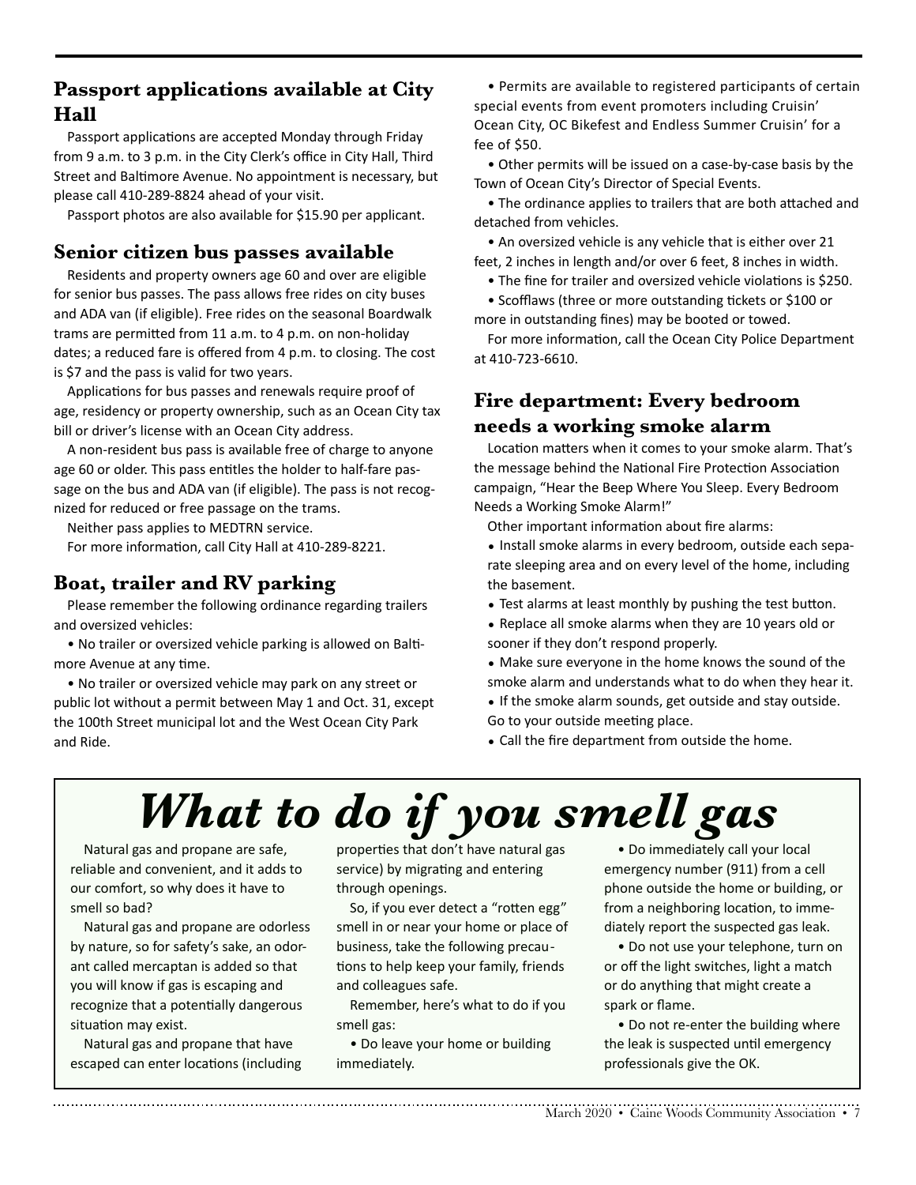## Passport applications available at City Hall

Passport applications are accepted Monday through Friday from 9 a.m. to 3 p.m. in the City Clerk's office in City Hall, Third Street and Baltimore Avenue. No appointment is necessary, but please call 410-289-8824 ahead of your visit.

Passport photos are also available for $15.90 per applicant.

## Senior citizen bus passes available

Residents and property owners age 60 and over are eligible for senior bus passes. The pass allows free rides on city buses and ADA van (if eligible). Free rides on the seasonal Boardwalk trams are permitted from 11 a.m. to 4 p.m. on non-holiday dates; a reduced fare is offered from 4 p.m. to closing. The cost is $7 and the pass is valid for two years.

Applications for bus passes and renewals require proof of age, residency or property ownership, such as an Ocean City tax bill or driver's license with an Ocean City address.

A non-resident bus pass is available free of charge to anyone age 60 or older. This pass entitles the holder to half-fare passage on the bus and ADA van (if eligible). The pass is not recognized for reduced or free passage on the trams.

Neither pass applies to MEDTRN service.

For more information, call City Hall at 410-289-8221.

## Boat, trailer and RV parking

Please remember the following ordinance regarding trailers and oversized vehicles:

- No trailer or oversized vehicle parking is allowed on Baltimore Avenue at any time.
- No trailer or oversized vehicle may park on any street or public lot without a permit between May 1 and Oct. 31, except the 100th Street municipal lot and the West Ocean City Park and Ride.
- Permits are available to registered participants of certain special events from event promoters including Cruisin' Ocean City, OC Bikefest and Endless Summer Cruisin' for a fee of $50.
- Other permits will be issued on a case-by-case basis by the Town of Ocean City's Director of Special Events.
- The ordinance applies to trailers that are both attached and detached from vehicles.
- An oversized vehicle is any vehicle that is either over 21 feet, 2 inches in length and/or over 6 feet, 8 inches in width.
- The fine for trailer and oversized vehicle violations is $250.
- Scofflaws (three or more outstanding tickets or $100 or more in outstanding fines) may be booted or towed.

For more information, call the Ocean City Police Department at 410-723-6610.

## Fire department: Every bedroom needs a working smoke alarm

Location matters when it comes to your smoke alarm. That's the message behind the National Fire Protection Association campaign, "Hear the Beep Where You Sleep. Every Bedroom Needs a Working Smoke Alarm!"

Other important information about fire alarms:

- Install smoke alarms in every bedroom, outside each separate sleeping area and on every level of the home, including the basement.
- Test alarms at least monthly by pushing the test button.
- Replace all smoke alarms when they are 10 years old or sooner if they don't respond properly.
- Make sure everyone in the home knows the sound of the smoke alarm and understands what to do when they hear it.
- If the smoke alarm sounds, get outside and stay outside. Go to your outside meeting place.
- Call the fire department from outside the home.

# *What to do if you smell gas*

Natural gas and propane are safe, reliable and convenient, and it adds to our comfort, so why does it have to smell so bad?

Natural gas and propane are odorless by nature, so for safety's sake, an odorant called mercaptan is added so that you will know if gas is escaping and recognize that a potentially dangerous situation may exist.

Natural gas and propane that have escaped can enter locations (including properties that don't have natural gas service) by migrating and entering through openings.

So, if you ever detect a "rotten egg" smell in or near your home or place of business, take the following precautions to help keep your family, friends and colleagues safe.

Remember, here's what to do if you smell gas:

- Do leave your home or building immediately.
- Do immediately call your local emergency number (911) from a cell phone outside the home or building, or from a neighboring location, to immediately report the suspected gas leak.
- Do not use your telephone, turn on or off the light switches, light a match or do anything that might create a spark or flame.
- Do not re-enter the building where the leak is suspected until emergency professionals give the OK.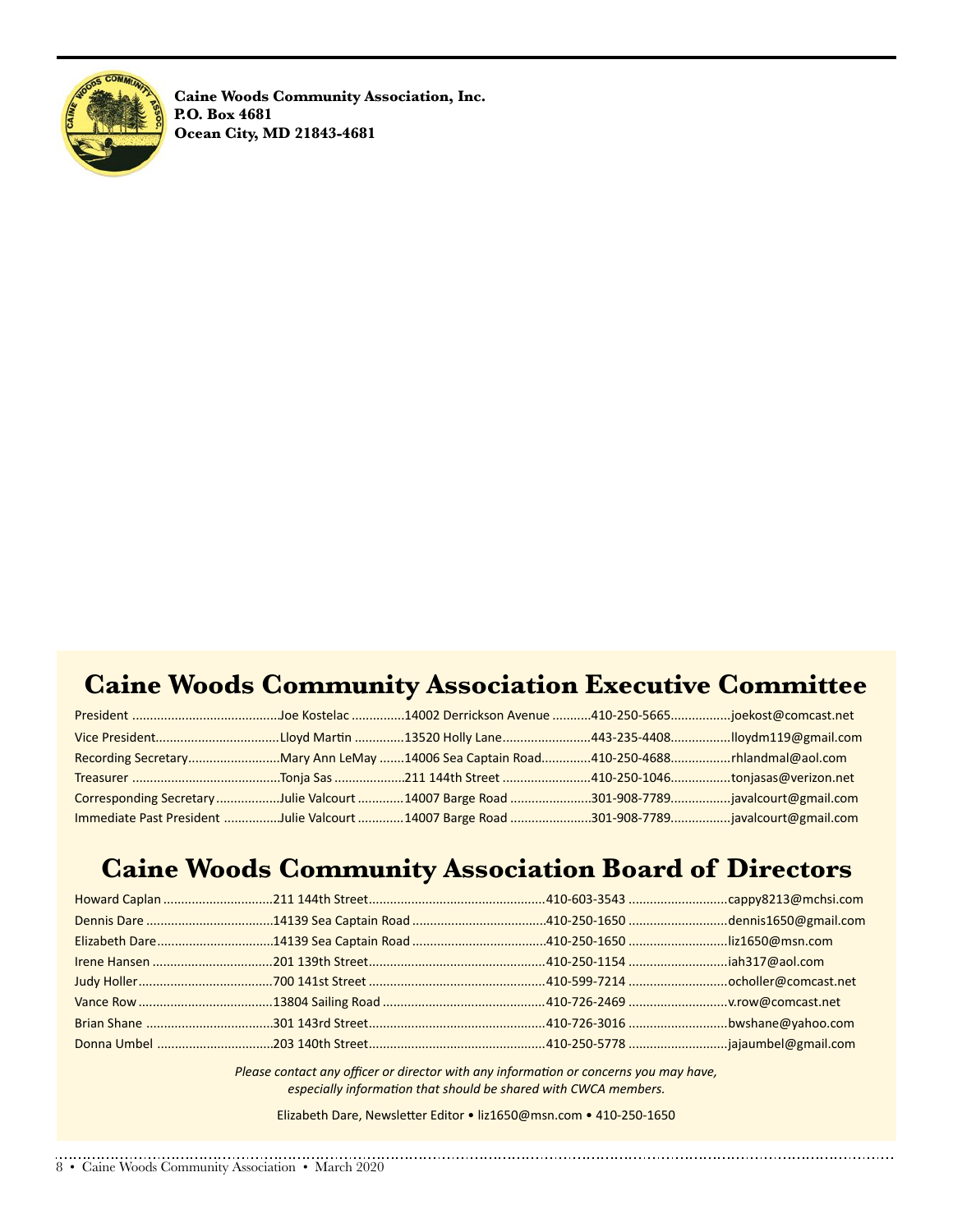**Caine Woods Community Association, Inc.**
**P.O. Box 4681**
**Ocean City, MD 21843-4681**

## Caine Woods Community Association Executive Committee

| | | | | |
|---|---|---|---|---|
| President | Joe Kostelac | 14002 Derrickson Avenue | 410-250-5665 | joekost@comcast.net |
| Vice President | Lloyd Martin | 13520 Holly Lane | 443-235-4408 | lloydm119@gmail.com |
| Recording Secretary | Mary Ann LeMay | 14006 Sea Captain Road | 410-250-4688 | rhlandmal@aol.com |
| Treasurer | Tonja Sas | 211 144th Street | 410-250-1046 | tonjasas@verizon.net |
| Corresponding Secretary | Julie Valcourt | 14007 Barge Road | 301-908-7789 | javalcourt@gmail.com |
| Immediate Past President | Julie Valcourt | 14007 Barge Road | 301-908-7789 | javalcourt@gmail.com |

## Caine Woods Community Association Board of Directors

| | | | |
|---|---|---|---|
| Howard Caplan | 211 144th Street | 410-603-3543 | cappy8213@mchsi.com |
| Dennis Dare | 14139 Sea Captain Road | 410-250-1650 | dennis1650@gmail.com |
| Elizabeth Dare | 14139 Sea Captain Road | 410-250-1650 | liz1650@msn.com |
| Irene Hansen | 201 139th Street | 410-250-1154 | iah317@aol.com |
| Judy Holler | 700 141st Street | 410-599-7214 | ocholler@comcast.net |
| Vance Row | 13804 Sailing Road | 410-726-2469 | v.row@comcast.net |
| Brian Shane | 301 143rd Street | 410-726-3016 | bwshane@yahoo.com |
| Donna Umbel | 203 140th Street | 410-250-5778 | jajaumbel@gmail.com |

*Please contact any officer or director with any information or concerns you may have, especially information that should be shared with CWCA members.*

Elizabeth Dare, Newsletter Editor • liz1650@msn.com • 410-250-1650